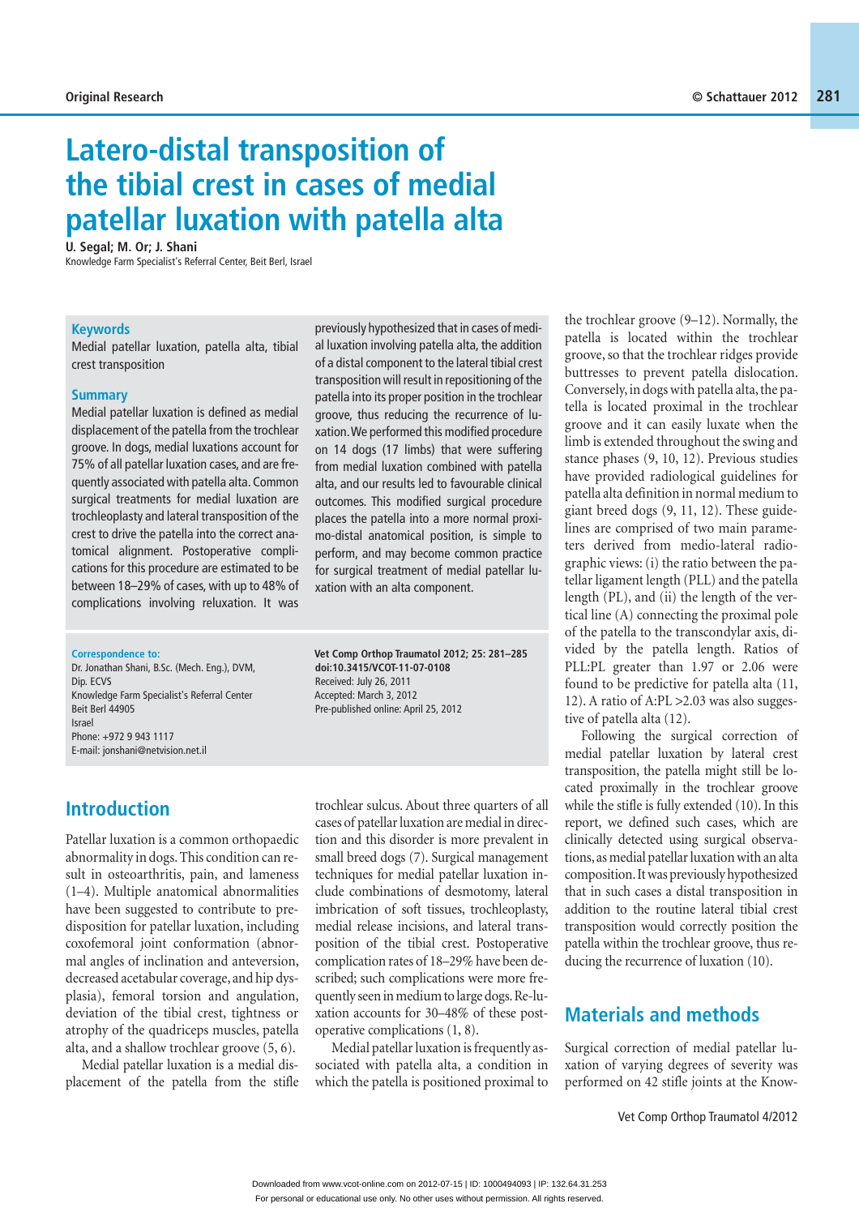Original Research

# Latero-distal transposition of the tibial crest in cases of medial patellar luxation with patella alta

**U. Segal; M. Or; J. Shani**

Knowledge Farm Specialist's Referral Center, Beit Berl, Israel

### Keywords

Medial patellar luxation, patella alta, tibial crest transposition

### Summary

Medial patellar luxation is defined as medial displacement of the patella from the trochlear groove. In dogs, medial luxations account for 75% of all patellar luxation cases, and are frequently associated with patella alta. Common surgical treatments for medial luxation are trochleoplasty and lateral transposition of the crest to drive the patella into the correct anatomical alignment. Postoperative complications for this procedure are estimated to be between 18–29% of cases, with up to 48% of complications involving reluxation. It was previously hypothesized that in cases of medial luxation involving patella alta, the addition of a distal component to the lateral tibial crest transposition will result in repositioning of the patella into its proper position in the trochlear groove, thus reducing the recurrence of luxation. We performed this modified procedure on 14 dogs (17 limbs) that were suffering from medial luxation combined with patella alta, and our results led to favourable clinical outcomes. This modified surgical procedure places the patella into a more normal proximo-distal anatomical position, is simple to perform, and may become common practice for surgical treatment of medial patellar luxation with an alta component.

**Correspondence to:**
Dr. Jonathan Shani, B.Sc. (Mech. Eng.), DVM, Dip. ECVS
Knowledge Farm Specialist's Referral Center
Beit Berl 44905
Israel
Phone: +972 9 943 1117
E-mail: jonshani@netvision.net.il

**Vet Comp Orthop Traumatol 2012; 25: 281–285**
**doi:10.3415/VCOT-11-07-0108**
Received: July 26, 2011
Accepted: March 3, 2012
Pre-published online: April 25, 2012

## Introduction

Patellar luxation is a common orthopaedic abnormality in dogs. This condition can result in osteoarthritis, pain, and lameness (1–4). Multiple anatomical abnormalities have been suggested to contribute to predisposition for patellar luxation, including coxofemoral joint conformation (abnormal angles of inclination and anteversion, decreased acetabular coverage, and hip dysplasia), femoral torsion and angulation, deviation of the tibial crest, tightness or atrophy of the quadriceps muscles, patella alta, and a shallow trochlear groove (5, 6).

Medial patellar luxation is a medial displacement of the patella from the stifle trochlear sulcus. About three quarters of all cases of patellar luxation are medial in direction and this disorder is more prevalent in small breed dogs (7). Surgical management techniques for medial patellar luxation include combinations of desmotomy, lateral imbrication of soft tissues, trochleoplasty, medial release incisions, and lateral transposition of the tibial crest. Postoperative complication rates of 18–29% have been described; such complications were more frequently seen in medium to large dogs. Re-luxation accounts for 30–48% of these postoperative complications (1, 8).

Medial patellar luxation is frequently associated with patella alta, a condition in which the patella is positioned proximal to the trochlear groove (9–12). Normally, the patella is located within the trochlear groove, so that the trochlear ridges provide buttresses to prevent patella dislocation. Conversely, in dogs with patella alta, the patella is located proximal in the trochlear groove and it can easily luxate when the limb is extended throughout the swing and stance phases (9, 10, 12). Previous studies have provided radiological guidelines for patella alta definition in normal medium to giant breed dogs (9, 11, 12). These guidelines are comprised of two main parameters derived from medio-lateral radiographic views: (i) the ratio between the patellar ligament length (PLL) and the patella length (PL), and (ii) the length of the vertical line (A) connecting the proximal pole of the patella to the transcondylar axis, divided by the patella length. Ratios of PLL:PL greater than 1.97 or 2.06 were found to be predictive for patella alta (11, 12). A ratio of A:PL >2.03 was also suggestive of patella alta (12).

Following the surgical correction of medial patellar luxation by lateral crest transposition, the patella might still be located proximally in the trochlear groove while the stifle is fully extended (10). In this report, we defined such cases, which are clinically detected using surgical observations, as medial patellar luxation with an alta composition. It was previously hypothesized that in such cases a distal transposition in addition to the routine lateral tibial crest transposition would correctly position the patella within the trochlear groove, thus reducing the recurrence of luxation (10).

## Materials and methods

Surgical correction of medial patellar luxation of varying degrees of severity was performed on 42 stifle joints at the Know-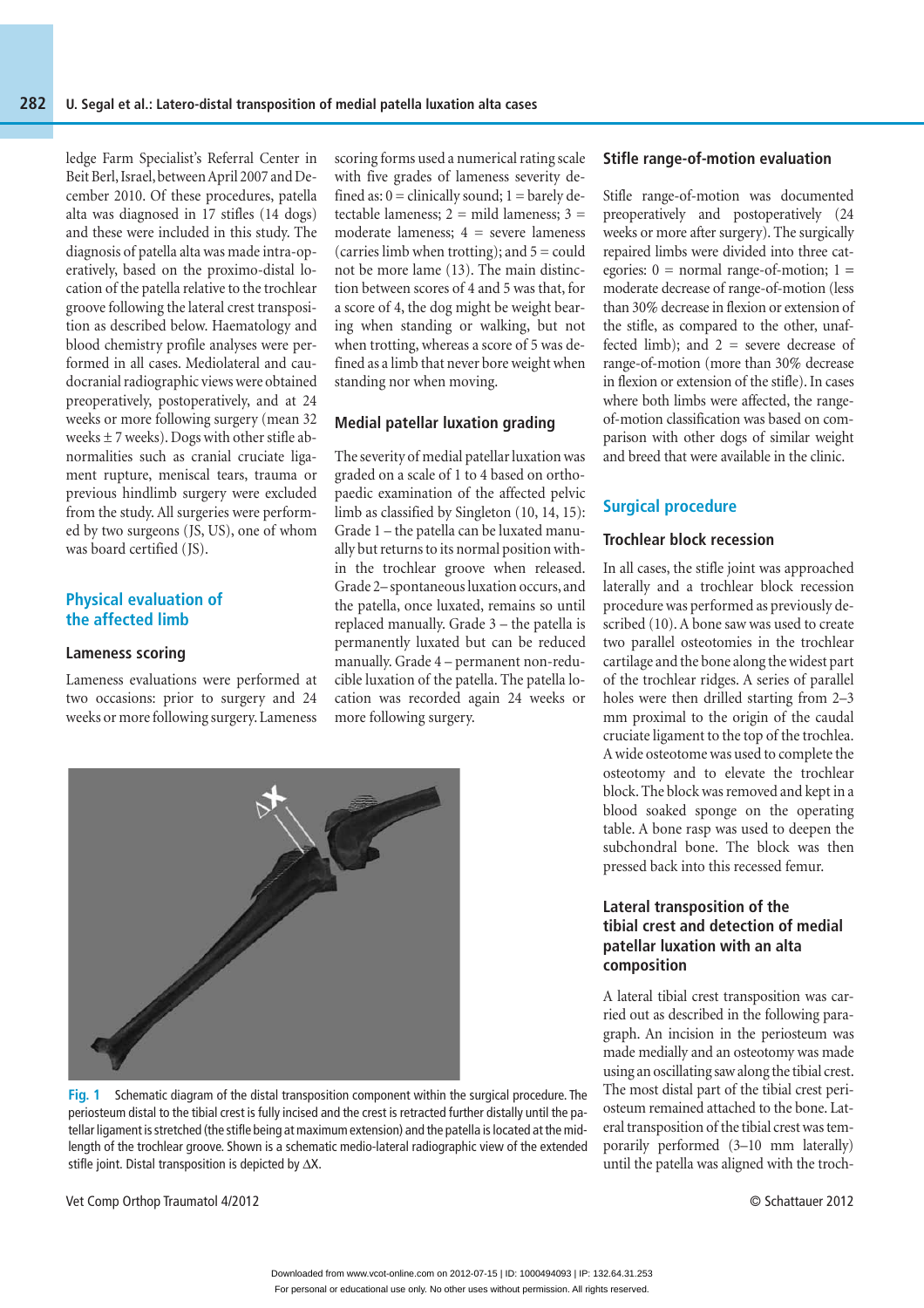ledge Farm Specialist's Referral Center in Beit Berl, Israel, between April 2007 and December 2010. Of these procedures, patella alta was diagnosed in 17 stifles (14 dogs) and these were included in this study. The diagnosis of patella alta was made intra-operatively, based on the proximo-distal location of the patella relative to the trochlear groove following the lateral crest transposition as described below. Haematology and blood chemistry profile analyses were performed in all cases. Mediolateral and caudocranial radiographic views were obtained preoperatively, postoperatively, and at 24 weeks or more following surgery (mean 32 weeks ± 7 weeks). Dogs with other stifle abnormalities such as cranial cruciate ligament rupture, meniscal tears, trauma or previous hindlimb surgery were excluded from the study. All surgeries were performed by two surgeons (JS, US), one of whom was board certified (JS).

## Physical evaluation of the affected limb

### Lameness scoring

Lameness evaluations were performed at two occasions: prior to surgery and 24 weeks or more following surgery. Lameness scoring forms used a numerical rating scale with five grades of lameness severity defined as: 0 = clinically sound; 1 = barely detectable lameness; 2 = mild lameness; 3 = moderate lameness; 4 = severe lameness (carries limb when trotting); and 5 = could not be more lame (13). The main distinction between scores of 4 and 5 was that, for a score of 4, the dog might be weight bearing when standing or walking, but not when trotting, whereas a score of 5 was defined as a limb that never bore weight when standing nor when moving.

### Medial patellar luxation grading

The severity of medial patellar luxation was graded on a scale of 1 to 4 based on orthopaedic examination of the affected pelvic limb as classified by Singleton (10, 14, 15): Grade 1 – the patella can be luxated manually but returns to its normal position within the trochlear groove when released. Grade 2 – spontaneous luxation occurs, and the patella, once luxated, remains so until replaced manually. Grade 3 – the patella is permanently luxated but can be reduced manually. Grade 4 – permanent non-reducible luxation of the patella. The patella location was recorded again 24 weeks or more following surgery.

### Stifle range-of-motion evaluation

Stifle range-of-motion was documented preoperatively and postoperatively (24 weeks or more after surgery). The surgically repaired limbs were divided into three categories: 0 = normal range-of-motion; 1 = moderate decrease of range-of-motion (less than 30% decrease in flexion or extension of the stifle, as compared to the other, unaffected limb); and 2 = severe decrease of range-of-motion (more than 30% decrease in flexion or extension of the stifle). In cases where both limbs were affected, the range-of-motion classification was based on comparison with other dogs of similar weight and breed that were available in the clinic.

## Surgical procedure

### Trochlear block recession

In all cases, the stifle joint was approached laterally and a trochlear block recession procedure was performed as previously described (10). A bone saw was used to create two parallel osteotomies in the trochlear cartilage and the bone along the widest part of the trochlear ridges. A series of parallel holes were then drilled starting from 2–3 mm proximal to the origin of the caudal cruciate ligament to the top of the trochlea. A wide osteotome was used to complete the osteotomy and to elevate the trochlear block. The block was removed and kept in a blood soaked sponge on the operating table. A bone rasp was used to deepen the subchondral bone. The block was then pressed back into this recessed femur.

### Lateral transposition of the tibial crest and detection of medial patellar luxation with an alta composition

A lateral tibial crest transposition was carried out as described in the following paragraph. An incision in the periosteum was made medially and an osteotomy was made using an oscillating saw along the tibial crest. The most distal part of the tibial crest periosteum remained attached to the bone. Lateral transposition of the tibial crest was temporarily performed (3–10 mm laterally) until the patella was aligned with the troch-

**Fig. 1** Schematic diagram of the distal transposition component within the surgical procedure. The periosteum distal to the tibial crest is fully incised and the crest is retracted further distally until the patellar ligament is stretched (the stifle being at maximum extension) and the patella is located at the mid-length of the trochlear groove. Shown is a schematic medio-lateral radiographic view of the extended stifle joint. Distal transposition is depicted by $\Delta X$.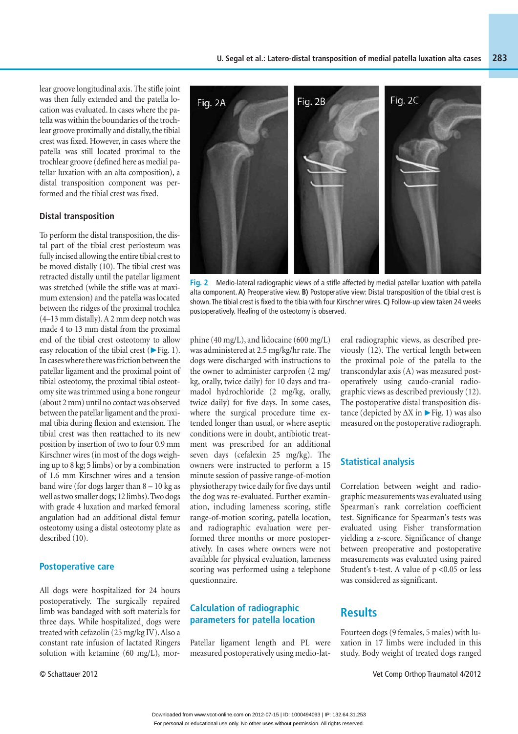lear groove longitudinal axis. The stifle joint was then fully extended and the patella location was evaluated. In cases where the patella was within the boundaries of the trochlear groove proximally and distally, the tibial crest was fixed. However, in cases where the patella was still located proximal to the trochlear groove (defined here as medial patellar luxation with an alta composition), a distal transposition component was performed and the tibial crest was fixed.

### Distal transposition

To perform the distal transposition, the distal part of the tibial crest periosteum was fully incised allowing the entire tibial crest to be moved distally (10). The tibial crest was retracted distally until the patellar ligament was stretched (while the stifle was at maximum extension) and the patella was located between the ridges of the proximal trochlea (4–13 mm distally). A 2 mm deep notch was made 4 to 13 mm distal from the proximal end of the tibial crest osteotomy to allow easy relocation of the tibial crest (►Fig. 1). In cases where there was friction between the patellar ligament and the proximal point of tibial osteotomy, the proximal tibial osteotomy site was trimmed using a bone rongeur (about 2 mm) until no contact was observed between the patellar ligament and the proximal tibia during flexion and extension. The tibial crest was then reattached to its new position by insertion of two to four 0.9 mm Kirschner wires (in most of the dogs weighing up to 8 kg; 5 limbs) or by a combination of 1.6 mm Kirschner wires and a tension band wire (for dogs larger than 8 – 10 kg as well as two smaller dogs; 12 limbs). Two dogs with grade 4 luxation and marked femoral angulation had an additional distal femur osteotomy using a distal osteotomy plate as described (10).

Fig. 2 Medio-lateral radiographic views of a stifle affected by medial patellar luxation with patella alta component. **A)** Preoperative view. **B)** Postoperative view: Distal transposition of the tibial crest is shown. The tibial crest is fixed to the tibia with four Kirschner wires. **C)** Follow-up view taken 24 weeks postoperatively. Healing of the osteotomy is observed.

## Postoperative care

All dogs were hospitalized for 24 hours postoperatively. The surgically repaired limb was bandaged with soft materials for three days. While hospitalized, dogs were treated with cefazolin (25 mg/kg IV). Also a constant rate infusion of lactated Ringers solution with ketamine (60 mg/L), morphine (40 mg/L), and lidocaine (600 mg/L) was administered at 2.5 mg/kg/hr rate. The dogs were discharged with instructions to the owner to administer carprofen (2 mg/kg, orally, twice daily) for 10 days and tramadol hydrochloride (2 mg/kg, orally, twice daily) for five days. In some cases, where the surgical procedure time extended longer than usual, or where aseptic conditions were in doubt, antibiotic treatment was prescribed for an additional seven days (cefalexin 25 mg/kg). The owners were instructed to perform a 15 minute session of passive range-of-motion physiotherapy twice daily for five days until the dog was re-evaluated. Further examination, including lameness scoring, stifle range-of-motion scoring, patella location, and radiographic evaluation were performed three months or more postoperatively. In cases where owners were not available for physical evaluation, lameness scoring was performed using a telephone questionnaire.

## Calculation of radiographic parameters for patella location

Patellar ligament length and PL were measured postoperatively using medio-lateral radiographic views, as described previously (12). The vertical length between the proximal pole of the patella to the transcondylar axis (A) was measured postoperatively using caudo-cranial radiographic views as described previously (12). The postoperative distal transposition distance (depicted by ΔX in ►Fig. 1) was also measured on the postoperative radiograph.

## Statistical analysis

Correlation between weight and radiographic measurements was evaluated using Spearman's rank correlation coefficient test. Significance for Spearman's tests was evaluated using Fisher transformation yielding a z-score. Significance of change between preoperative and postoperative measurements was evaluated using paired Student's t-test. A value of $p < 0.05$ or less was considered as significant.

# Results

Fourteen dogs (9 females, 5 males) with luxation in 17 limbs were included in this study. Body weight of treated dogs ranged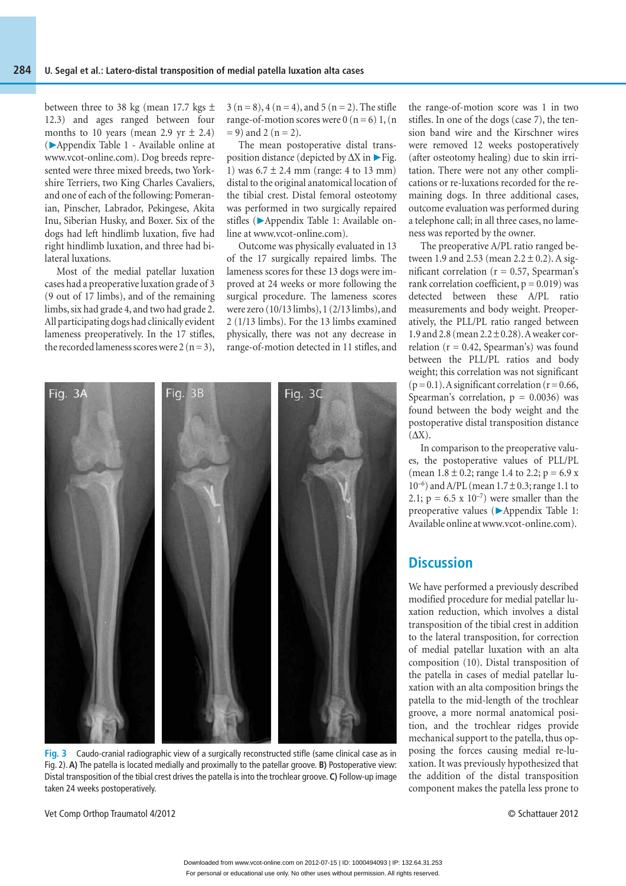between three to 38 kg (mean 17.7 kgs ± 12.3) and ages ranged between four months to 10 years (mean 2.9 yr ± 2.4) (►Appendix Table 1 - Available online at www.vcot-online.com). Dog breeds represented were three mixed breeds, two Yorkshire Terriers, two King Charles Cavaliers, and one of each of the following: Pomeranian, Pinscher, Labrador, Pekingese, Akita Inu, Siberian Husky, and Boxer. Six of the dogs had left hindlimb luxation, five had right hindlimb luxation, and three had bilateral luxations.

Most of the medial patellar luxation cases had a preoperative luxation grade of 3 (9 out of 17 limbs), and of the remaining limbs, six had grade 4, and two had grade 2. All participating dogs had clinically evident lameness preoperatively. In the 17 stifles, the recorded lameness scores were 2 (n = 3), 3 (n = 8), 4 (n = 4), and 5 (n = 2). The stifle range-of-motion scores were 0 (n = 6) 1, (n = 9) and 2 (n = 2).

The mean postoperative distal transposition distance (depicted by ΔX in ►Fig. 1) was 6.7 ± 2.4 mm (range: 4 to 13 mm) distal to the original anatomical location of the tibial crest. Distal femoral osteotomy was performed in two surgically repaired stifles (►Appendix Table 1: Available online at www.vcot-online.com).

Outcome was physically evaluated in 13 of the 17 surgically repaired limbs. The lameness scores for these 13 dogs were improved at 24 weeks or more following the surgical procedure. The lameness scores were zero (10/13 limbs), 1 (2/13 limbs), and 2 (1/13 limbs). For the 13 limbs examined physically, there was not any decrease in range-of-motion detected in 11 stifles, and the range-of-motion score was 1 in two stifles. In one of the dogs (case 7), the tension band wire and the Kirschner wires were removed 12 weeks postoperatively (after osteotomy healing) due to skin irritation. There were not any other complications or re-luxations recorded for the remaining dogs. In three additional cases, outcome evaluation was performed during a telephone call; in all three cases, no lameness was reported by the owner.

The preoperative A/PL ratio ranged between 1.9 and 2.53 (mean 2.2 ± 0.2). A significant correlation (r = 0.57, Spearman's rank correlation coefficient, p = 0.019) was detected between these A/PL ratio measurements and body weight. Preoperatively, the PLL/PL ratio ranged between 1.9 and 2.8 (mean 2.2 ± 0.28). A weaker correlation (r = 0.42, Spearman's) was found between the PLL/PL ratios and body weight; this correlation was not significant (p = 0.1). A significant correlation (r = 0.66, Spearman's correlation, p = 0.0036) was found between the body weight and the postoperative distal transposition distance (ΔX).

In comparison to the preoperative values, the postoperative values of PLL/PL (mean 1.8 ± 0.2; range 1.4 to 2.2; $p = 6.9 \times 10^{-6}$) and A/PL (mean 1.7 ± 0.3; range 1.1 to 2.1; $p = 6.5 \times 10^{-7}$) were smaller than the preoperative values (►Appendix Table 1: Available online at www.vcot-online.com).

**Fig. 3** Caudo-cranial radiographic view of a surgically reconstructed stifle (same clinical case as in Fig. 2). **A)** The patella is located medially and proximally to the patellar groove. **B)** Postoperative view: Distal transposition of the tibial crest drives the patella is into the trochlear groove. **C)** Follow-up image taken 24 weeks postoperatively.

## Discussion

We have performed a previously described modified procedure for medial patellar luxation reduction, which involves a distal transposition of the tibial crest in addition to the lateral transposition, for correction of medial patellar luxation with an alta composition (10). Distal transposition of the patella in cases of medial patellar luxation with an alta composition brings the patella to the mid-length of the trochlear groove, a more normal anatomical position, and the trochlear ridges provide mechanical support to the patella, thus opposing the forces causing medial re-luxation. It was previously hypothesized that the addition of the distal transposition component makes the patella less prone to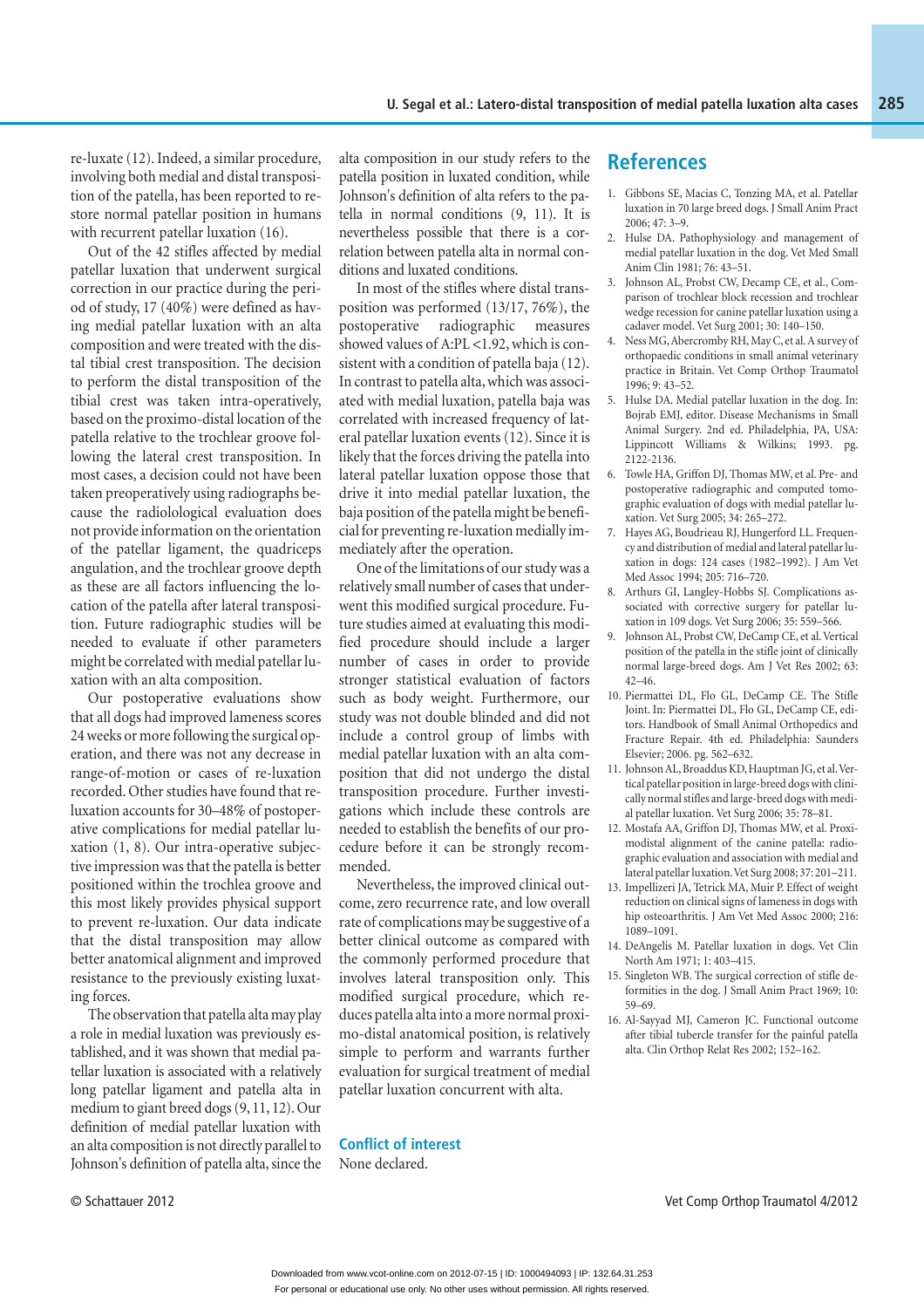re-luxate (12). Indeed, a similar procedure, involving both medial and distal transposition of the patella, has been reported to restore normal patellar position in humans with recurrent patellar luxation (16).

Out of the 42 stifles affected by medial patellar luxation that underwent surgical correction in our practice during the period of study, 17 (40%) were defined as having medial patellar luxation with an alta composition and were treated with the distal tibial crest transposition. The decision to perform the distal transposition of the tibial crest was taken intra-operatively, based on the proximo-distal location of the patella relative to the trochlear groove following the lateral crest transposition. In most cases, a decision could not have been taken preoperatively using radiographs because the radiolological evaluation does not provide information on the orientation of the patellar ligament, the quadriceps angulation, and the trochlear groove depth as these are all factors influencing the location of the patella after lateral transposition. Future radiographic studies will be needed to evaluate if other parameters might be correlated with medial patellar luxation with an alta composition.

Our postoperative evaluations show that all dogs had improved lameness scores 24 weeks or more following the surgical operation, and there was not any decrease in range-of-motion or cases of re-luxation recorded. Other studies have found that re-luxation accounts for 30–48% of postoperative complications for medial patellar luxation (1, 8). Our intra-operative subjective impression was that the patella is better positioned within the trochlea groove and this most likely provides physical support to prevent re-luxation. Our data indicate that the distal transposition may allow better anatomical alignment and improved resistance to the previously existing luxating forces.

The observation that patella alta may play a role in medial luxation was previously established, and it was shown that medial patellar luxation is associated with a relatively long patellar ligament and patella alta in medium to giant breed dogs (9, 11, 12). Our definition of medial patellar luxation with an alta composition is not directly parallel to Johnson's definition of patella alta, since the alta composition in our study refers to the patella position in luxated condition, while Johnson's definition of alta refers to the patella in normal conditions (9, 11). It is nevertheless possible that there is a correlation between patella alta in normal conditions and luxated conditions.

In most of the stifles where distal transposition was performed (13/17, 76%), the postoperative radiographic measures showed values of A:PL <1.92, which is consistent with a condition of patella baja (12). In contrast to patella alta, which was associated with medial luxation, patella baja was correlated with increased frequency of lateral patellar luxation events (12). Since it is likely that the forces driving the patella into lateral patellar luxation oppose those that drive it into medial patellar luxation, the baja position of the patella might be beneficial for preventing re-luxation medially immediately after the operation.

One of the limitations of our study was a relatively small number of cases that underwent this modified surgical procedure. Future studies aimed at evaluating this modified procedure should include a larger number of cases in order to provide stronger statistical evaluation of factors such as body weight. Furthermore, our study was not double blinded and did not include a control group of limbs with medial patellar luxation with an alta composition that did not undergo the distal transposition procedure. Further investigations which include these controls are needed to establish the benefits of our procedure before it can be strongly recommended.

Nevertheless, the improved clinical outcome, zero recurrence rate, and low overall rate of complications may be suggestive of a better clinical outcome as compared with the commonly performed procedure that involves lateral transposition only. This modified surgical procedure, which reduces patella alta into a more normal proximo-distal anatomical position, is relatively simple to perform and warrants further evaluation for surgical treatment of medial patellar luxation concurrent with alta.

### Conflict of interest

None declared.

## References

1. Gibbons SE, Macias C, Tonzing MA, et al. Patellar luxation in 70 large breed dogs. J Small Anim Pract 2006; 47: 3–9.
2. Hulse DA. Pathophysiology and management of medial patellar luxation in the dog. Vet Med Small Anim Clin 1981; 76: 43–51.
3. Johnson AL, Probst CW, Decamp CE, et al., Comparison of trochlear block recession and trochlear wedge recession for canine patellar luxation using a cadaver model. Vet Surg 2001; 30: 140–150.
4. Ness MG, Abercromby RH, May C, et al. A survey of orthopaedic conditions in small animal veterinary practice in Britain. Vet Comp Orthop Traumatol 1996; 9: 43–52.
5. Hulse DA. Medial patellar luxation in the dog. In: Bojrab EMJ, editor. Disease Mechanisms in Small Animal Surgery. 2nd ed. Philadelphia, PA, USA: Lippincott Williams & Wilkins; 1993. pg. 2122-2136.
6. Towle HA, Griffon DJ, Thomas MW, et al. Pre- and postoperative radiographic and computed tomographic evaluation of dogs with medial patellar luxation. Vet Surg 2005; 34: 265–272.
7. Hayes AG, Boudrieau RJ, Hungerford LL. Frequency and distribution of medial and lateral patellar luxation in dogs: 124 cases (1982–1992). J Am Vet Med Assoc 1994; 205: 716–720.
8. Arthurs GI, Langley-Hobbs SJ. Complications associated with corrective surgery for patellar luxation in 109 dogs. Vet Surg 2006; 35: 559–566.
9. Johnson AL, Probst CW, DeCamp CE, et al. Vertical position of the patella in the stifle joint of clinically normal large-breed dogs. Am J Vet Res 2002; 63: 42–46.
10. Piermattei DL, Flo GL, DeCamp CE. The Stifle Joint. In: Piermattei DL, Flo GL, DeCamp CE, editors. Handbook of Small Animal Orthopedics and Fracture Repair. 4th ed. Philadelphia: Saunders Elsevier; 2006. pg. 562–632.
11. Johnson AL, Broaddus KD, Hauptman JG, et al. Vertical patellar position in large-breed dogs with clinically normal stifles and large-breed dogs with medial patellar luxation. Vet Surg 2006; 35: 78–81.
12. Mostafa AA, Griffon DJ, Thomas MW, et al. Proximodistal alignment of the canine patella: radiographic evaluation and association with medial and lateral patellar luxation. Vet Surg 2008; 37: 201–211.
13. Impellizeri JA, Tetrick MA, Muir P. Effect of weight reduction on clinical signs of lameness in dogs with hip osteoarthritis. J Am Vet Med Assoc 2000; 216: 1089–1091.
14. DeAngelis M. Patellar luxation in dogs. Vet Clin North Am 1971; 1: 403–415.
15. Singleton WB. The surgical correction of stifle deformities in the dog. J Small Anim Pract 1969; 10: 59–69.
16. Al-Sayyad MJ, Cameron JC. Functional outcome after tibial tubercle transfer for the painful patella alta. Clin Orthop Relat Res 2002; 152–162.